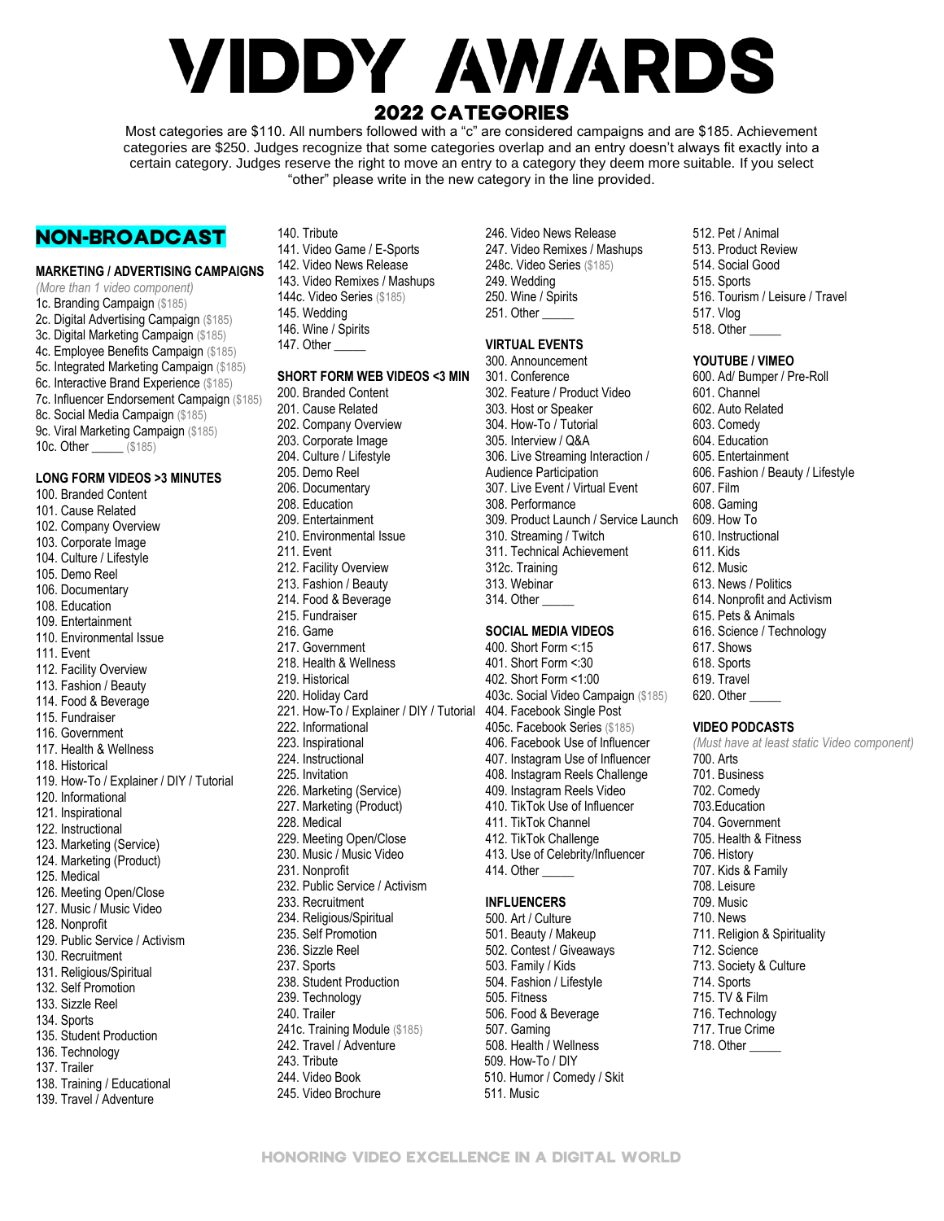# VIDDY AWARDS

## 2022 CATEGORIES

Most categories are $110. All numbers followed with a "c" are considered campaigns and are $185. Achievement categories are $250. Judges recognize that some categories overlap and an entry doesn't always fit exactly into a certain category. Judges reserve the right to move an entry to a category they deem more suitable. If you select "other" please write in the new category in the line provided.

## NON-BROADCAST

### MARKETING / ADVERTISING CAMPAIGNS

*(More than 1 video component)*

1c. Branding Campaign ($185)
2c. Digital Advertising Campaign ($185)
3c. Digital Marketing Campaign ($185)
4c. Employee Benefits Campaign ($185)
5c. Integrated Marketing Campaign ($185)
6c. Interactive Brand Experience ($185)
7c. Influencer Endorsement Campaign ($185)
8c. Social Media Campaign ($185)
9c. Viral Marketing Campaign ($185)
10c. Other _____ ($185)

### LONG FORM VIDEOS >3 MINUTES

100. Branded Content
101. Cause Related
102. Company Overview
103. Corporate Image
104. Culture / Lifestyle
105. Demo Reel
106. Documentary
108. Education
109. Entertainment
110. Environmental Issue
111. Event
112. Facility Overview
113. Fashion / Beauty
114. Food & Beverage
115. Fundraiser
116. Government
117. Health & Wellness
118. Historical
119. How-To / Explainer / DIY / Tutorial
120. Informational
121. Inspirational
122. Instructional
123. Marketing (Service)
124. Marketing (Product)
125. Medical
126. Meeting Open/Close
127. Music / Music Video
128. Nonprofit
129. Public Service / Activism
130. Recruitment
131. Religious/Spiritual
132. Self Promotion
133. Sizzle Reel
134. Sports
135. Student Production
136. Technology
137. Trailer
138. Training / Educational
139. Travel / Adventure
140. Tribute
141. Video Game / E-Sports
142. Video News Release
143. Video Remixes / Mashups
144c. Video Series ($185)
145. Wedding
146. Wine / Spirits
147. Other _____

### SHORT FORM WEB VIDEOS <3 MIN

200. Branded Content
201. Cause Related
202. Company Overview
203. Corporate Image
204. Culture / Lifestyle
205. Demo Reel
206. Documentary
208. Education
209. Entertainment
210. Environmental Issue
211. Event
212. Facility Overview
213. Fashion / Beauty
214. Food & Beverage
215. Fundraiser
216. Game
217. Government
218. Health & Wellness
219. Historical
220. Holiday Card
221. How-To / Explainer / DIY / Tutorial
222. Informational
223. Inspirational
224. Instructional
225. Invitation
226. Marketing (Service)
227. Marketing (Product)
228. Medical
229. Meeting Open/Close
230. Music / Music Video
231. Nonprofit
232. Public Service / Activism
233. Recruitment
234. Religious/Spiritual
235. Self Promotion
236. Sizzle Reel
237. Sports
238. Student Production
239. Technology
240. Trailer
241c. Training Module ($185)
242. Travel / Adventure
243. Tribute
244. Video Book
245. Video Brochure
246. Video News Release
247. Video Remixes / Mashups
248c. Video Series ($185)
249. Wedding
250. Wine / Spirits
251. Other _____

### VIRTUAL EVENTS

300. Announcement
301. Conference
302. Feature / Product Video
303. Host or Speaker
304. How-To / Tutorial
305. Interview / Q&A
306. Live Streaming Interaction / Audience Participation
307. Live Event / Virtual Event
308. Performance
309. Product Launch / Service Launch
310. Streaming / Twitch
311. Technical Achievement
312c. Training
313. Webinar
314. Other _____

### SOCIAL MEDIA VIDEOS

400. Short Form <:15
401. Short Form <:30
402. Short Form <1:00
403c. Social Video Campaign ($185)
404. Facebook Single Post
405c. Facebook Series ($185)
406. Facebook Use of Influencer
407. Instagram Use of Influencer
408. Instagram Reels Challenge
409. Instagram Reels Video
410. TikTok Use of Influencer
411. TikTok Channel
412. TikTok Challenge
413. Use of Celebrity/Influencer
414. Other _____

### INFLUENCERS

500. Art / Culture
501. Beauty / Makeup
502. Contest / Giveaways
503. Family / Kids
504. Fashion / Lifestyle
505. Fitness
506. Food & Beverage
507. Gaming
508. Health / Wellness
509. How-To / DIY
510. Humor / Comedy / Skit
511. Music
512. Pet / Animal
513. Product Review
514. Social Good
515. Sports
516. Tourism / Leisure / Travel
517. Vlog
518. Other _____

### YOUTUBE / VIMEO

600. Ad/ Bumper / Pre-Roll
601. Channel
602. Auto Related
603. Comedy
604. Education
605. Entertainment
606. Fashion / Beauty / Lifestyle
607. Film
608. Gaming
609. How To
610. Instructional
611. Kids
612. Music
613. News / Politics
614. Nonprofit and Activism
615. Pets & Animals
616. Science / Technology
617. Shows
618. Sports
619. Travel
620. Other _____

### VIDEO PODCASTS

*(Must have at least static Video component)*

700. Arts
701. Business
702. Comedy
703.Education
704. Government
705. Health & Fitness
706. History
707. Kids & Family
708. Leisure
709. Music
710. News
711. Religion & Spirituality
712. Science
713. Society & Culture
714. Sports
715. TV & Film
716. Technology
717. True Crime
718. Other _____

HONORING VIDEO EXCELLENCE IN A DIGITAL WORLD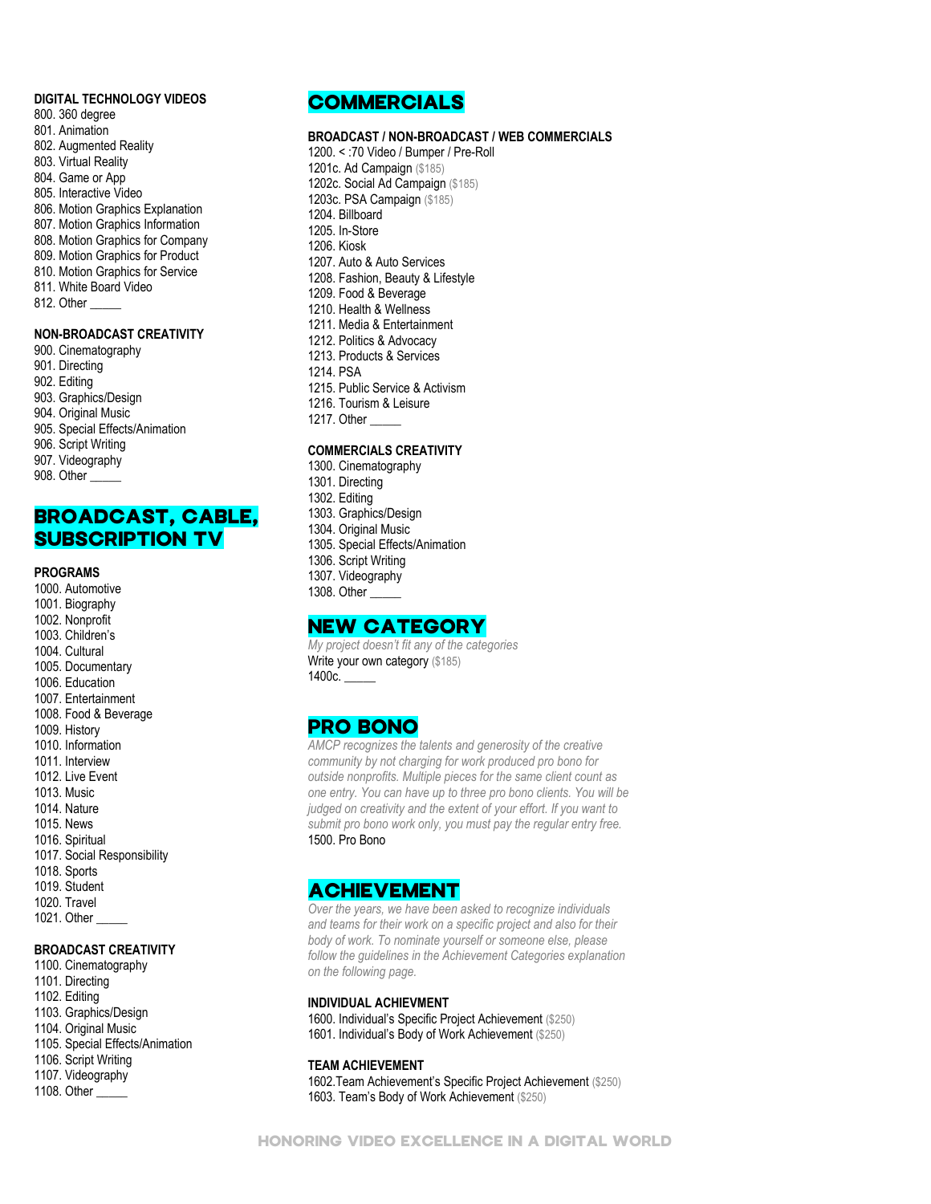### DIGITAL TECHNOLOGY VIDEOS

800. 360 degree
801. Animation
802. Augmented Reality
803. Virtual Reality
804. Game or App
805. Interactive Video
806. Motion Graphics Explanation
807. Motion Graphics Information
808. Motion Graphics for Company
809. Motion Graphics for Product
810. Motion Graphics for Service
811. White Board Video
812. Other _____

### NON-BROADCAST CREATIVITY

900. Cinematography
901. Directing
902. Editing
903. Graphics/Design
904. Original Music
905. Special Effects/Animation
906. Script Writing
907. Videography
908. Other _____

## BROADCAST, CABLE, SUBSCRIPTION TV

### PROGRAMS

1000. Automotive
1001. Biography
1002. Nonprofit
1003. Children's
1004. Cultural
1005. Documentary
1006. Education
1007. Entertainment
1008. Food & Beverage
1009. History
1010. Information
1011. Interview
1012. Live Event
1013. Music
1014. Nature
1015. News
1016. Spiritual
1017. Social Responsibility
1018. Sports
1019. Student
1020. Travel
1021. Other _____

### BROADCAST CREATIVITY

1100. Cinematography
1101. Directing
1102. Editing
1103. Graphics/Design
1104. Original Music
1105. Special Effects/Animation
1106. Script Writing
1107. Videography
1108. Other _____

## COMMERCIALS

### BROADCAST / NON-BROADCAST / WEB COMMERCIALS

1200. < :70 Video / Bumper / Pre-Roll
1201c. Ad Campaign ($185)
1202c. Social Ad Campaign ($185)
1203c. PSA Campaign ($185)
1204. Billboard
1205. In-Store
1206. Kiosk
1207. Auto & Auto Services
1208. Fashion, Beauty & Lifestyle
1209. Food & Beverage
1210. Health & Wellness
1211. Media & Entertainment
1212. Politics & Advocacy
1213. Products & Services
1214. PSA
1215. Public Service & Activism
1216. Tourism & Leisure
1217. Other _____

### COMMERCIALS CREATIVITY

1300. Cinematography
1301. Directing
1302. Editing
1303. Graphics/Design
1304. Original Music
1305. Special Effects/Animation
1306. Script Writing
1307. Videography
1308. Other _____

## NEW CATEGORY

*My project doesn't fit any of the categories*

Write your own category ($185)

1400c. _____

## PRO BONO

*AMCP recognizes the talents and generosity of the creative community by not charging for work produced pro bono for outside nonprofits. Multiple pieces for the same client count as one entry. You can have up to three pro bono clients. You will be judged on creativity and the extent of your effort. If you want to submit pro bono work only, you must pay the regular entry free.*

1500. Pro Bono

## ACHIEVEMENT

*Over the years, we have been asked to recognize individuals and teams for their work on a specific project and also for their body of work. To nominate yourself or someone else, please follow the guidelines in the Achievement Categories explanation on the following page.*

### INDIVIDUAL ACHIEVMENT

1600. Individual's Specific Project Achievement ($250)
1601. Individual's Body of Work Achievement ($250)

### TEAM ACHIEVEMENT

1602.Team Achievement's Specific Project Achievement ($250)
1603. Team's Body of Work Achievement ($250)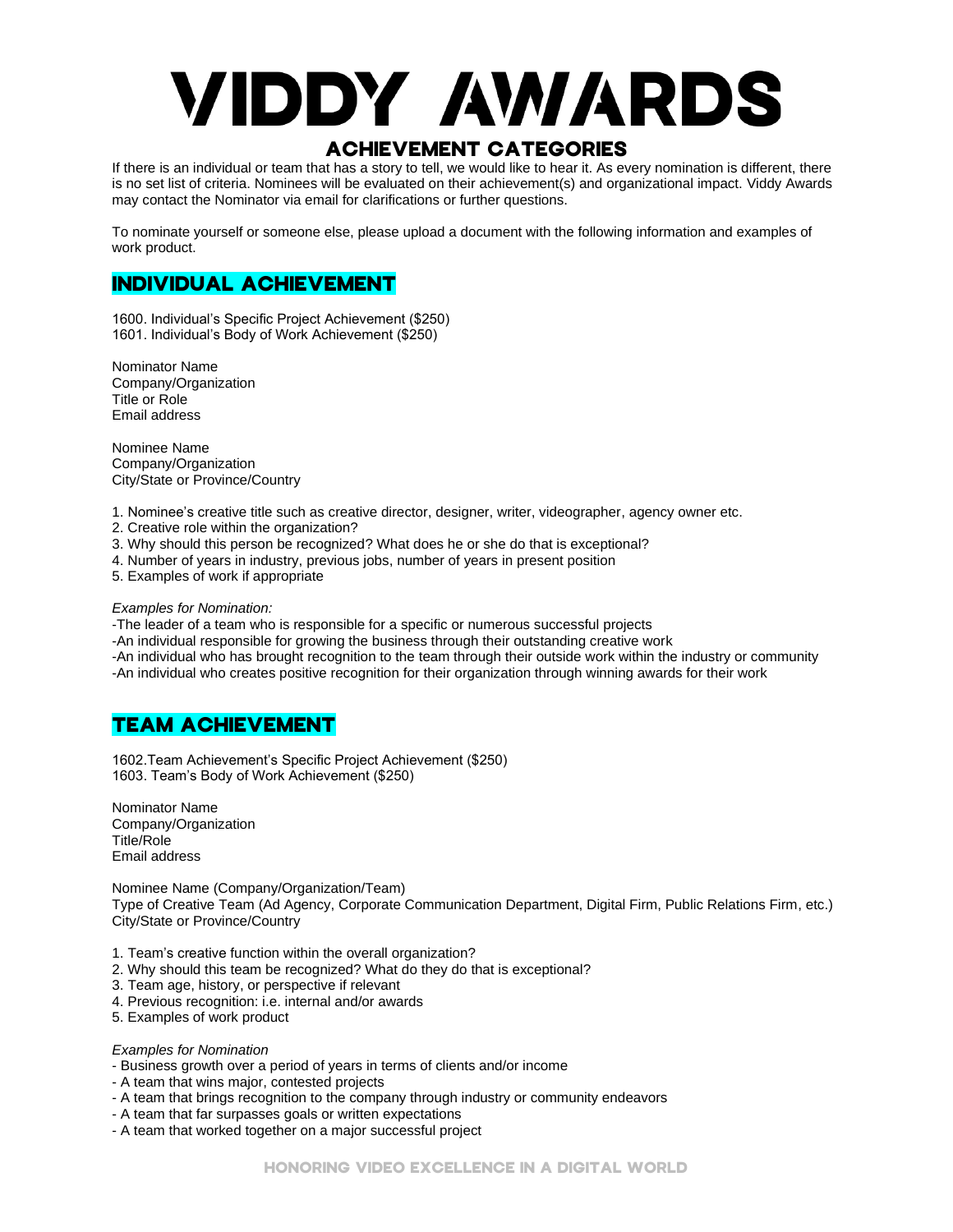# VIDDY AWARDS

## ACHIEVEMENT CATEGORIES

If there is an individual or team that has a story to tell, we would like to hear it. As every nomination is different, there is no set list of criteria. Nominees will be evaluated on their achievement(s) and organizational impact. Viddy Awards may contact the Nominator via email for clarifications or further questions.

To nominate yourself or someone else, please upload a document with the following information and examples of work product.

## INDIVIDUAL ACHIEVEMENT

1600. Individual's Specific Project Achievement ($250)
1601. Individual's Body of Work Achievement ($250)

Nominator Name
Company/Organization
Title or Role
Email address

Nominee Name
Company/Organization
City/State or Province/Country

1. Nominee's creative title such as creative director, designer, writer, videographer, agency owner etc.
2. Creative role within the organization?
3. Why should this person be recognized? What does he or she do that is exceptional?
4. Number of years in industry, previous jobs, number of years in present position
5. Examples of work if appropriate

*Examples for Nomination:*

-The leader of a team who is responsible for a specific or numerous successful projects
-An individual responsible for growing the business through their outstanding creative work
-An individual who has brought recognition to the team through their outside work within the industry or community
-An individual who creates positive recognition for their organization through winning awards for their work

## TEAM ACHIEVEMENT

1602.Team Achievement's Specific Project Achievement ($250)
1603. Team's Body of Work Achievement ($250)

Nominator Name
Company/Organization
Title/Role
Email address

Nominee Name (Company/Organization/Team)
Type of Creative Team (Ad Agency, Corporate Communication Department, Digital Firm, Public Relations Firm, etc.)
City/State or Province/Country

1. Team's creative function within the overall organization?
2. Why should this team be recognized? What do they do that is exceptional?
3. Team age, history, or perspective if relevant
4. Previous recognition: i.e. internal and/or awards
5. Examples of work product

*Examples for Nomination*

- Business growth over a period of years in terms of clients and/or income
- A team that wins major, contested projects
- A team that brings recognition to the company through industry or community endeavors
- A team that far surpasses goals or written expectations
- A team that worked together on a major successful project

HONORING VIDEO EXCELLENCE IN A DIGITAL WORLD